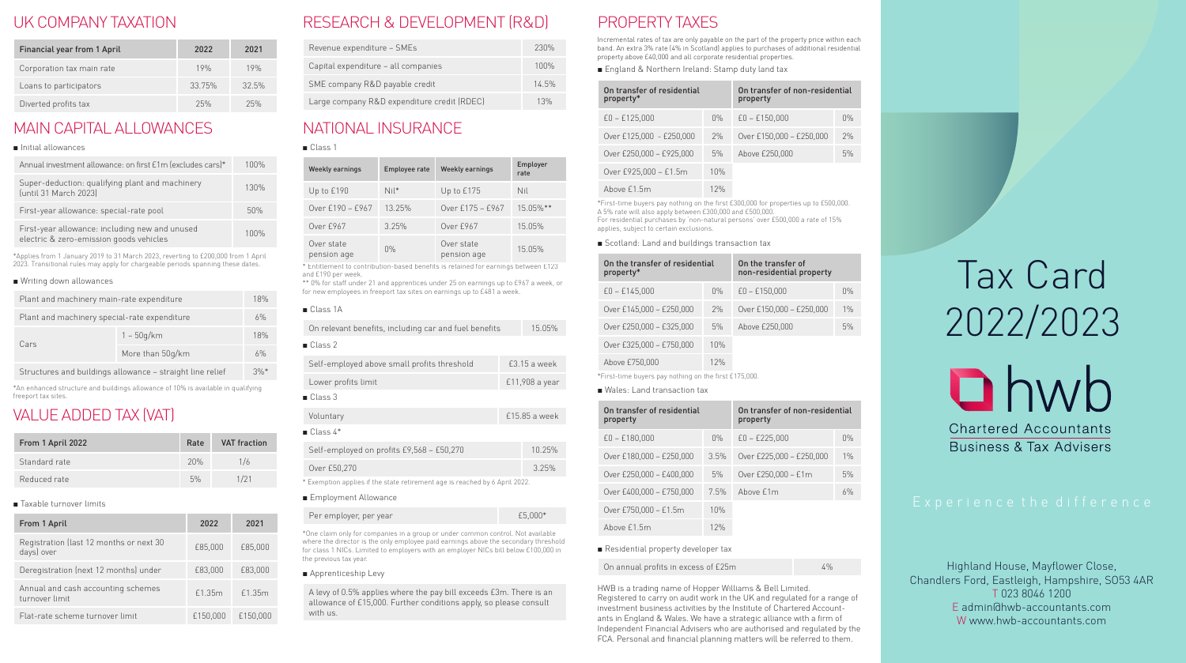# Tax Card 2022/2023

hwb

Chartered Accountants
Business & Tax Advisers

Experience the difference

Highland House, Mayflower Close,
Chandlers Ford, Eastleigh, Hampshire, SO53 4AR
T 023 8046 1200
E admin@hwb-accountants.com
W www.hwb-accountants.com

## UK COMPANY TAXATION

| Financial year from 1 April | 2022 | 2021 |
|---|---|---|
| Corporation tax main rate | 19% | 19% |
| Loans to participators | 33.75% | 32.5% |
| Diverted profits tax | 25% | 25% |

## MAIN CAPITAL ALLOWANCES

- Initial allowances

| | |
|---|---|
| Annual investment allowance: on first £1m (excludes cars)* | 100% |
| Super-deduction: qualifying plant and machinery (until 31 March 2023) | 130% |
| First-year allowance: special-rate pool | 50% |
| First-year allowance: including new and unused electric & zero-emission goods vehicles | 100% |

*Applies from 1 January 2019 to 31 March 2023, reverting to £200,000 from 1 April 2023. Transitional rules may apply for chargeable periods spanning these dates.

- Writing down allowances

| | | |
|---|---|---|
| Plant and machinery main-rate expenditure | | 18% |
| Plant and machinery special-rate expenditure | | 6% |
| Cars | 1 – 50g/km | 18% |
| | More than 50g/km | 6% |
| Structures and buildings allowance – straight line relief | | 3%* |

*An enhanced structure and buildings allowance of 10% is available in qualifying freeport tax sites.

## VALUE ADDED TAX (VAT)

| From 1 April 2022 | Rate | VAT fraction |
|---|---|---|
| Standard rate | 20% | 1/6 |
| Reduced rate | 5% | 1/21 |

- Taxable turnover limits

| From 1 April | 2022 | 2021 |
|---|---|---|
| Registration (last 12 months or next 30 days) over | £85,000 | £85,000 |
| Deregistration (next 12 months) under | £83,000 | £83,000 |
| Annual and cash accounting schemes turnover limit | £1.35m | £1.35m |
| Flat-rate scheme turnover limit | £150,000 | £150,000 |

## RESEARCH & DEVELOPMENT (R&D)

| | |
|---|---|
| Revenue expenditure – SMEs | 230% |
| Capital expenditure – all companies | 100% |
| SME company R&D payable credit | 14.5% |
| Large company R&D expenditure credit (RDEC) | 13% |

## NATIONAL INSURANCE

- Class 1

| Weekly earnings | Employee rate | Weekly earnings | Employer rate |
|---|---|---|---|
| Up to £190 | Nil* | Up to £175 | Nil |
| Over £190 – £967 | 13.25% | Over £175 – £967 | 15.05%** |
| Over £967 | 3.25% | Over £967 | 15.05% |
| Over state pension age | 0% | Over state pension age | 15.05% |

* Entitlement to contribution-based benefits is retained for earnings between £123 and £190 per week.
** 0% for staff under 21 and apprentices under 25 on earnings up to £967 a week, or for new employees in freeport tax sites on earnings up to £481 a week.

- Class 1A

| | |
|---|---|
| On relevant benefits, including car and fuel benefits | 15.05% |

- Class 2

| | |
|---|---|
| Self-employed above small profits threshold | £3.15 a week |
| Lower profits limit | £11,908 a year |

- Class 3

| | |
|---|---|
| Voluntary | £15.85 a week |

- Class 4*

| | |
|---|---|
| Self-employed on profits £9,568 – £50,270 | 10.25% |
| Over £50,270 | 3.25% |

* Exemption applies if the state retirement age is reached by 6 April 2022.

- Employment Allowance

| | |
|---|---|
| Per employer, per year | £5,000* |

*One claim only for companies in a group or under common control. Not available where the director is the only employee paid earnings above the secondary threshold for class 1 NICs. Limited to employers with an employer NICs bill below £100,000 in the previous tax year.

- Apprenticeship Levy

A levy of 0.5% applies where the pay bill exceeds £3m. There is an allowance of £15,000. Further conditions apply, so please consult with us.

## PROPERTY TAXES

Incremental rates of tax are only payable on the part of the property price within each band. An extra 3% rate (4% in Scotland) applies to purchases of additional residential property above £40,000 and all corporate residential properties.

- England & Northern Ireland: Stamp duty land tax

| On transfer of residential property* | | On transfer of non-residential property | |
|---|---|---|---|
| £0 – £125,000 | 0% | £0 – £150,000 | 0% |
| Over £125,000 - £250,000 | 2% | Over £150,000 – £250,000 | 2% |
| Over £250,000 – £925,000 | 5% | Above £250,000 | 5% |
| Over £925,000 – £1.5m | 10% | | |
| Above £1.5m | 12% | | |

*First-time buyers pay nothing on the first £300,000 for properties up to £500,000. A 5% rate will also apply between £300,000 and £500,000.
For residential purchases by 'non-natural persons' over £500,000 a rate of 15% applies, subject to certain exclusions.

- Scotland: Land and buildings transaction tax

| On the transfer of residential property* | | On the transfer of non-residential property | |
|---|---|---|---|
| £0 – £145,000 | 0% | £0 – £150,000 | 0% |
| Over £145,000 – £250,000 | 2% | Over £150,000 – £250,000 | 1% |
| Over £250,000 – £325,000 | 5% | Above £250,000 | 5% |
| Over £325,000 – £750,000 | 10% | | |
| Above £750,000 | 12% | | |

*First-time buyers pay nothing on the first £175,000.

- Wales: Land transaction tax

| On transfer of residential property | | On transfer of non-residential property | |
|---|---|---|---|
| £0 – £180,000 | 0% | £0 – £225,000 | 0% |
| Over £180,000 – £250,000 | 3.5% | Over £225,000 – £250,000 | 1% |
| Over £250,000 – £400,000 | 5% | Over £250,000 – £1m | 5% |
| Over £400,000 – £750,000 | 7.5% | Above £1m | 6% |
| Over £750,000 – £1.5m | 10% | | |
| Above £1.5m | 12% | | |

- Residential property developer tax

| | |
|---|---|
| On annual profits in excess of £25m | 4% |

HWB is a trading name of Hopper Williams & Bell Limited.
Registered to carry on audit work in the UK and regulated for a range of investment business activities by the Institute of Chartered Accountants in England & Wales. We have a strategic alliance with a firm of Independent Financial Advisers who are authorised and regulated by the FCA. Personal and financial planning matters will be referred to them.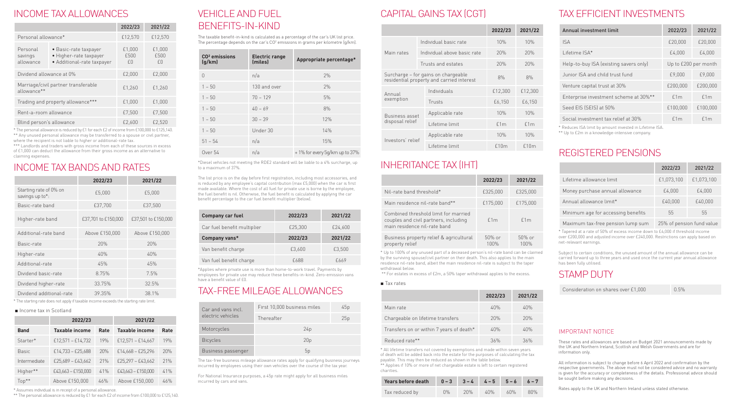# INCOME TAX ALLOWANCES

| | | 2022/23 | 2021/22 |
|---|---|---|---|
| Personal allowance* | | £12,570 | £12,570 |
| Personal savings allowance | • Basic-rate taxpayer<br>• Higher-rate taxpayer<br>• Additional-rate taxpayer | £1,000<br>£500<br>£0 | £1,000<br>£500<br>£0 |
| Dividend allowance at 0% | | £2,000 | £2,000 |
| Marriage/civil partner transferable allowance** | | £1,260 | £1,260 |
| Trading and property allowance*** | | £1,000 | £1,000 |
| Rent-a-room allowance | | £7,500 | £7,500 |
| Blind person's allowance | | £2,600 | £2,520 |

* The personal allowance is reduced by £1 for each £2 of income from £100,000 to £125,140.
** Any unused personal allowance may be transferred to a spouse or civil partner, where the recipient is not liable to higher or additional-rate tax.
*** Landlords and traders with gross income from each of these sources in excess of £1,000 can deduct the allowance from their gross income as an alternative to claiming expenses.

# INCOME TAX BANDS AND RATES

| | 2022/23 | 2021/22 |
|---|---|---|
| Starting rate of 0% on savings up to*: | £5,000 | £5,000 |
| Basic-rate band | £37,700 | £37,500 |
| Higher-rate band | £37,701 to £150,000 | £37,501 to £150,000 |
| Additional-rate band | Above £150,000 | Above £150,000 |
| Basic-rate | 20% | 20% |
| Higher-rate | 40% | 40% |
| Additional-rate | 45% | 45% |
| Dividend basic-rate | 8.75% | 7.5% |
| Dividend higher-rate | 33.75% | 32.5% |
| Dividend additional-rate | 39.35% | 38.1% |

* The starting rate does not apply if taxable income exceeds the starting rate limit.

■ Income tax in Scotland

| | 2022/23 | | 2021/22 | |
|---|---|---|---|---|
| **Band** | **Taxable income** | **Rate** | **Taxable income** | **Rate** |
| Starter* | £12,571 – £14,732 | 19% | £12,571 – £14,667 | 19% |
| Basic | £14,733 – £25,688 | 20% | £14,668 – £25,296 | 20% |
| Intermediate | £25,689 – £43,662 | 21% | £25,297 – £43,662 | 21% |
| Higher** | £43,663 – £150,000 | 41% | £43,663 – £150,000 | 41% |
| Top** | Above £150,000 | 46% | Above £150,000 | 46% |

* Assumes individual is in receipt of a personal allowance.
** The personal allowance is reduced by £1 for each £2 of income from £100,000 to £125,140.

# VEHICLE AND FUEL BENEFITS-IN-KIND

The taxable benefit-in-kind is calculated as a percentage of the car's UK list price. The percentage depends on the car's $CO^2$ emissions in grams per kilometre (g/km).

| $CO^2$ emissions (g/km) | Electric range (miles) | Appropriate percentage* |
|---|---|---|
| 0 | n/a | 2% |
| 1 – 50 | 130 and over | 2% |
| 1 – 50 | 70 – 129 | 5% |
| 1 – 50 | 40 – 69 | 8% |
| 1 – 50 | 30 – 39 | 12% |
| 1 – 50 | Under 30 | 14% |
| 51 – 54 | n/a | 15% |
| Over 54 | n/a | + 1% for every 5g/km up to 37% |

*Diesel vehicles not meeting the RDE2 standard will be liable to a 4% surcharge, up to a maximum of 37%.

The list price is on the day before first registration, including most accessories, and is reduced by any employee's capital contribution (max £5,000) when the car is first made available. Where the cost of all fuel for private use is borne by the employee, the fuel benefit is nil. Otherwise, the fuel benefit is calculated by applying the car benefit percentage to the car fuel benefit multiplier (below).

| **Company car fuel** | **2022/23** | **2021/22** |
|---|---|---|
| Car fuel benefit multiplier | £25,300 | £24,600 |
| **Company vans*** | **2022/23** | **2021/22** |
| Van benefit charge | £3,600 | £3,500 |
| Van fuel benefit charge | £688 | £669 |

*Applies where private use is more than home-to-work travel. Payments by employees for private use may reduce these benefits-in-kind. Zero-emission vans have a benefit value of £0.

# TAX-FREE MILEAGE ALLOWANCES

| | | |
|---|---|---|
| Car and vans incl. electric vehicles | First 10,000 business miles | 45p |
| | Thereafter | 25p |
| Motorcycles | 24p | |
| Bicycles | 20p | |
| Business passenger | 5p | |

The tax-free business mileage allowance rates apply for qualifying business journeys incurred by employees using their own vehicles over the course of the tax year.

For National Insurance purposes, a 45p rate might apply for all business miles incurred by cars and vans.

# CAPITAL GAINS TAX (CGT)

| | | 2022/23 | 2021/22 |
|---|---|---|---|
| Main rates | Individual basic rate | 10% | 10% |
| | Individual above basic rate | 20% | 20% |
| | Trusts and estates | 20% | 20% |
| Surcharge – for gains on chargeable residential property and carried interest | | 8% | 8% |
| Annual exemption | Individuals | £12,300 | £12,300 |
| | Trusts | £6,150 | £6,150 |
| Business asset disposal relief | Applicable rate | 10% | 10% |
| | Lifetime limit | £1m | £1m |
| Investors' relief | Applicable rate | 10% | 10% |
| | Lifetime limit | £10m | £10m |

# INHERITANCE TAX (IHT)

| | 2022/23 | 2021/22 |
|---|---|---|
| Nil-rate band threshold* | £325,000 | £325,000 |
| Main residence nil-rate band** | £175,000 | £175,000 |
| Combined threshold limit for married couples and civil partners, including main residence nil-rate band | £1m | £1m |
| Business property relief & agricultural property relief | 50% or 100% | 50% or 100% |

* Up to 100% of any unused part of a deceased person's nil-rate band can be claimed by the surviving spouse/civil partner on their death. This also applies to the main residence nil-rate band, albeit the main residence nil-rate is subject to the taper withdrawal below.
** For estates in excess of £2m, a 50% taper withdrawal applies to the excess.

■ Tax rates

| | 2022/23 | 2021/22 |
|---|---|---|
| Main rate | 40% | 40% |
| Chargeable on lifetime transfers | 20% | 20% |
| Transfers on or within 7 years of death* | 40% | 40% |
| Reduced rate** | 36% | 36% |

* All lifetime transfers not covered by exemptions and made within seven years of death will be added back into the estate for the purposes of calculating the tax payable. This may then be reduced as shown in the table below.
** Applies if 10% or more of net chargeable estate is left to certain registered charities.

| Years before death | 0 – 3 | 3 – 4 | 4 – 5 | 5 – 6 | 6 – 7 |
|---|---|---|---|---|---|
| Tax reduced by | 0% | 20% | 40% | 60% | 80% |

# TAX EFFICIENT INVESTMENTS

| Annual investment limit | 2022/23 | 2021/22 |
|---|---|---|
| ISA | £20,000 | £20,000 |
| Lifetime ISA* | £4,000 | £4,000 |
| Help-to-buy ISA (existing savers only) | Up to £200 per month | |
| Junior ISA and child trust fund | £9,000 | £9,000 |
| Venture capital trust at 30% | £200,000 | £200,000 |
| Enterprise investment scheme at 30%** | £1m | £1m |
| Seed EIS (SEIS) at 50% | £100,000 | £100,000 |
| Social investment tax relief at 30% | £1m | £1m |

* Reduces ISA limit by amount invested in Lifetime ISA.
** Up to £2m in a knowledge-intensive company.

# REGISTERED PENSIONS

| | 2022/23 | 2021/22 |
|---|---|---|
| Lifetime allowance limit | £1,073,100 | £1,073,100 |
| Money purchase annual allowance | £4,000 | £4,000 |
| Annual allowance limit* | £40,000 | £40,000 |
| Minimum age for accessing benefits | 55 | 55 |
| Maximum tax-free pension lump sum | 25% of pension fund value | |

* Tapered at a rate of 50% of excess income down to £4,000 if threshold income over £200,000 and adjusted income over £240,000. Restrictions can apply based on net-relevant earnings.

Subject to certain conditions, the unused amount of the annual allowance can be carried forward up to three years and used once the current year annual allowance has been fully utilised.

# STAMP DUTY

| | |
|---|---|
| Consideration on shares over £1,000 | 0.5% |

### IMPORTANT NOTICE

These rates and allowances are based on Budget 2021 announcements made by the UK and Northern Ireland, Scottish and Welsh Governments and are for information only.

All information is subject to change before 6 April 2022 and confirmation by the respective governments. The above must not be considered advice and no warranty is given for the accuracy or completeness of the details. Professional advice should be sought before making any decisions.

Rates apply to the UK and Northern Ireland unless stated otherwise.